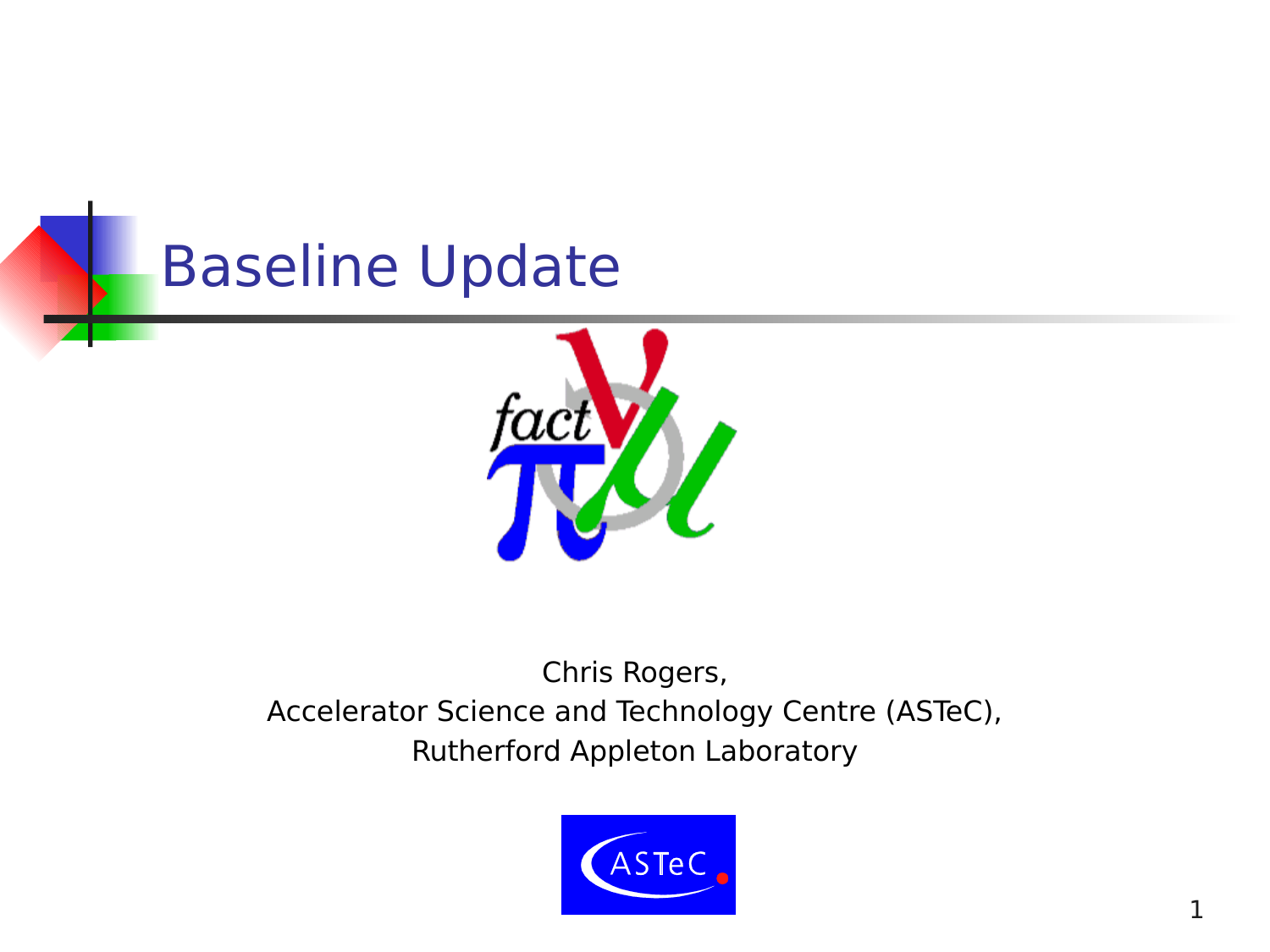# Baseline Update

Chris Rogers,
Accelerator Science and Technology Centre (ASTeC),
Rutherford Appleton Laboratory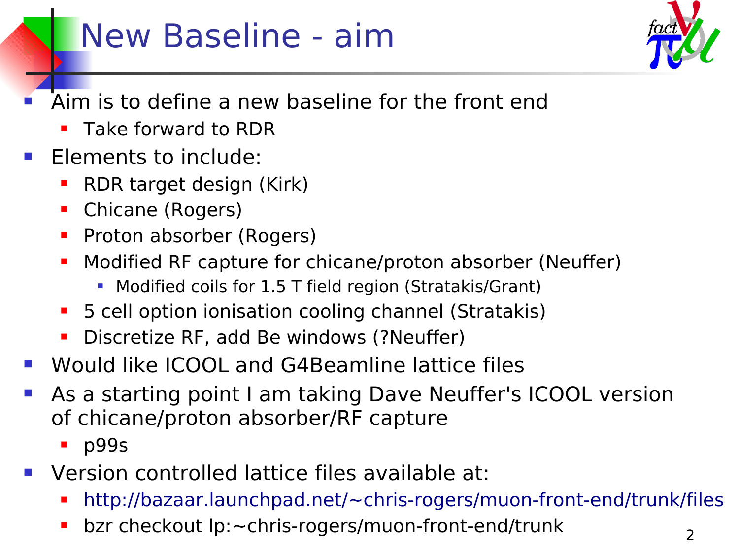# New Baseline - aim

- Aim is to define a new baseline for the front end
  - Take forward to RDR
- Elements to include:
  - RDR target design (Kirk)
  - Chicane (Rogers)
  - Proton absorber (Rogers)
  - Modified RF capture for chicane/proton absorber (Neuffer)
    - Modified coils for 1.5 T field region (Stratakis/Grant)
  - 5 cell option ionisation cooling channel (Stratakis)
  - Discretize RF, add Be windows (?Neuffer)
- Would like ICOOL and G4Beamline lattice files
- As a starting point I am taking Dave Neuffer's ICOOL version of chicane/proton absorber/RF capture
  - p99s
- Version controlled lattice files available at:
  - http://bazaar.launchpad.net/~chris-rogers/muon-front-end/trunk/files
  - bzr checkout lp:~chris-rogers/muon-front-end/trunk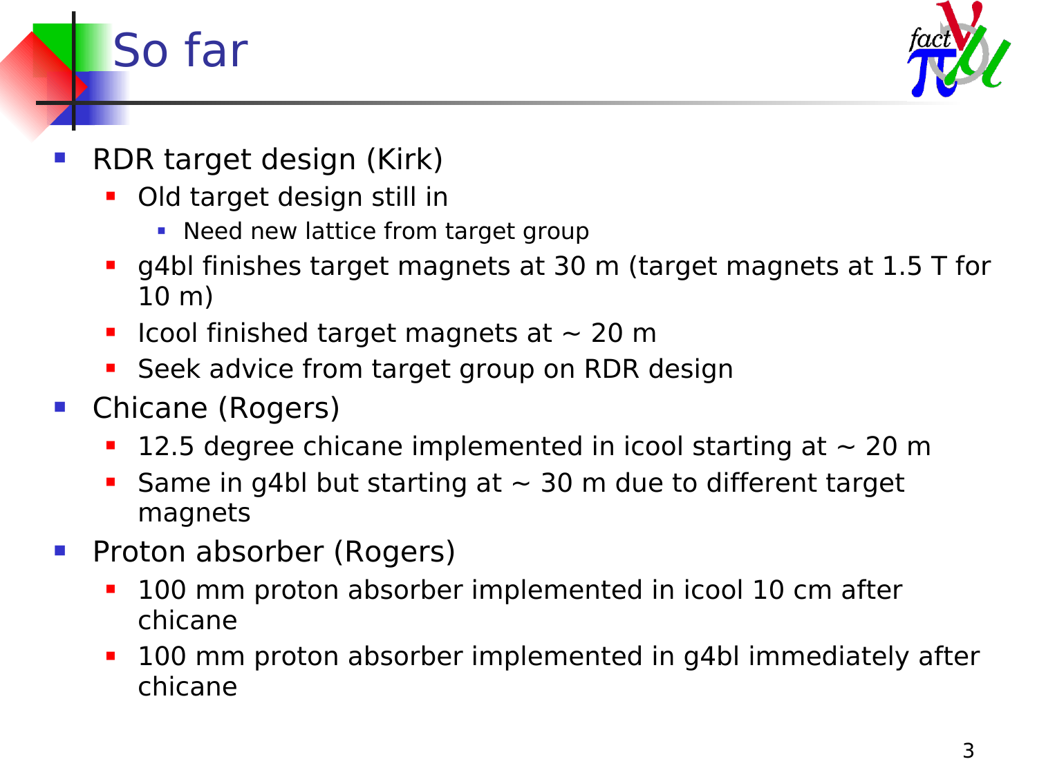# So far

- RDR target design (Kirk)
  - Old target design still in
    - Need new lattice from target group
  - g4bl finishes target magnets at 30 m (target magnets at 1.5 T for 10 m)
  - Icool finished target magnets at ~ 20 m
  - Seek advice from target group on RDR design
- Chicane (Rogers)
  - 12.5 degree chicane implemented in icool starting at ~ 20 m
  - Same in g4bl but starting at ~ 30 m due to different target magnets
- Proton absorber (Rogers)
  - 100 mm proton absorber implemented in icool 10 cm after chicane
  - 100 mm proton absorber implemented in g4bl immediately after chicane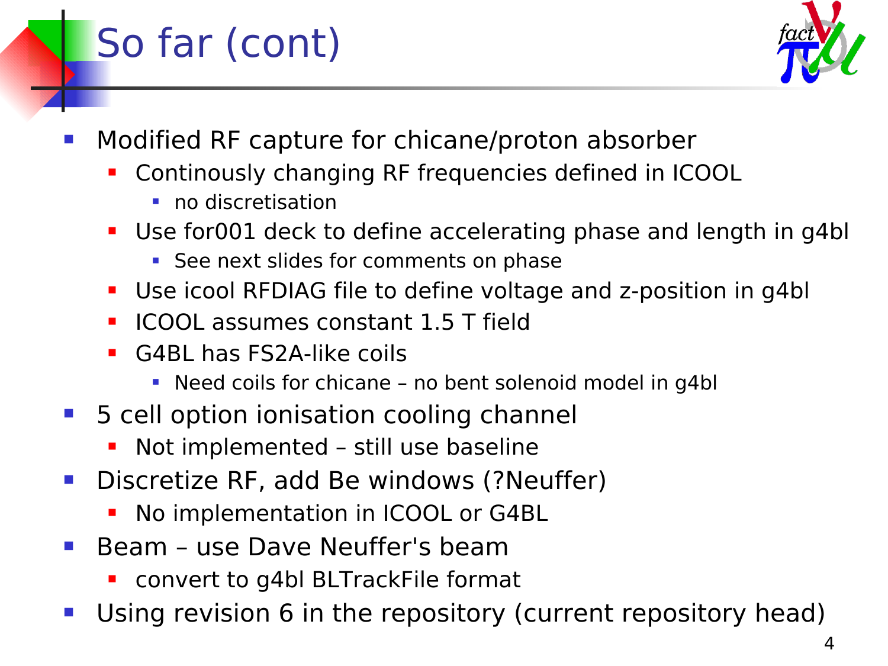# So far (cont)

- Modified RF capture for chicane/proton absorber
  - Continously changing RF frequencies defined in ICOOL
    - no discretisation
  - Use for001 deck to define accelerating phase and length in g4bl
    - See next slides for comments on phase
  - Use icool RFDIAG file to define voltage and z-position in g4bl
  - ICOOL assumes constant 1.5 T field
  - G4BL has FS2A-like coils
    - Need coils for chicane – no bent solenoid model in g4bl
- 5 cell option ionisation cooling channel
  - Not implemented – still use baseline
- Discretize RF, add Be windows (?Neuffer)
  - No implementation in ICOOL or G4BL
- Beam – use Dave Neuffer's beam
  - convert to g4bl BLTrackFile format
- Using revision 6 in the repository (current repository head)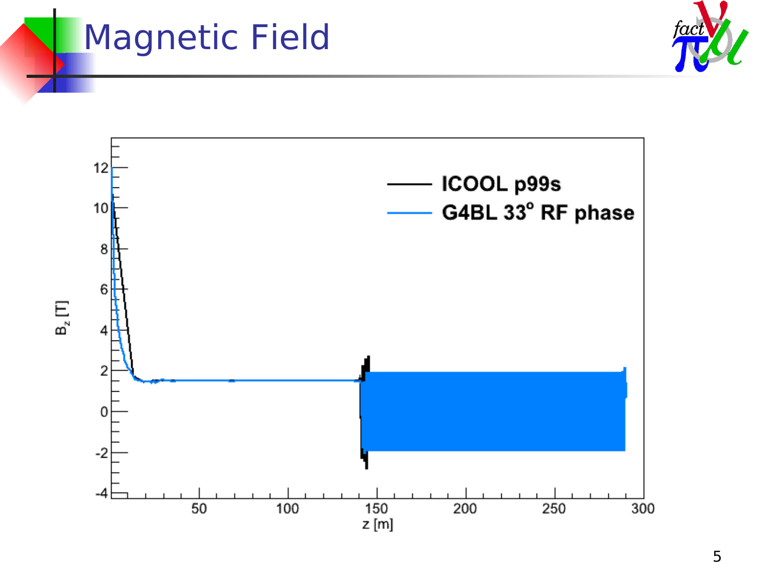# Magnetic Field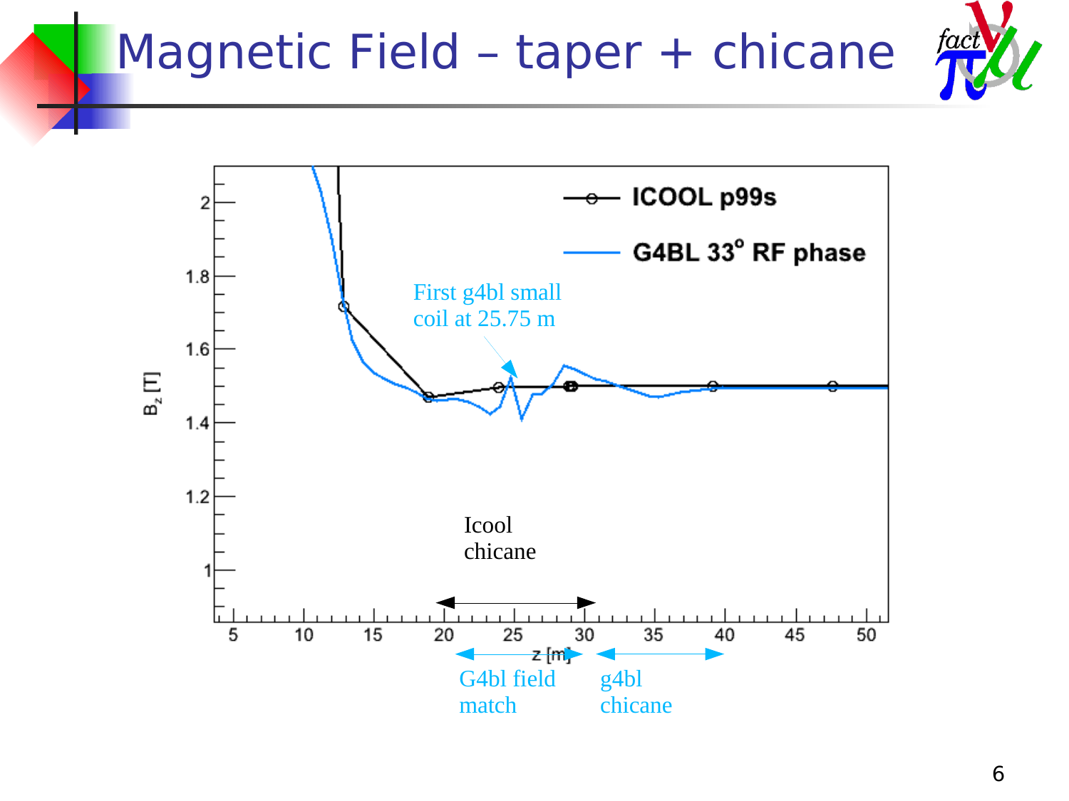# Magnetic Field – taper + chicane

ICOOL p99s

G4BL 33° RF phase

First g4bl small coil at 25.75 m

$B_z$ [T]

z [m]

Icool chicane

G4bl field match

g4bl chicane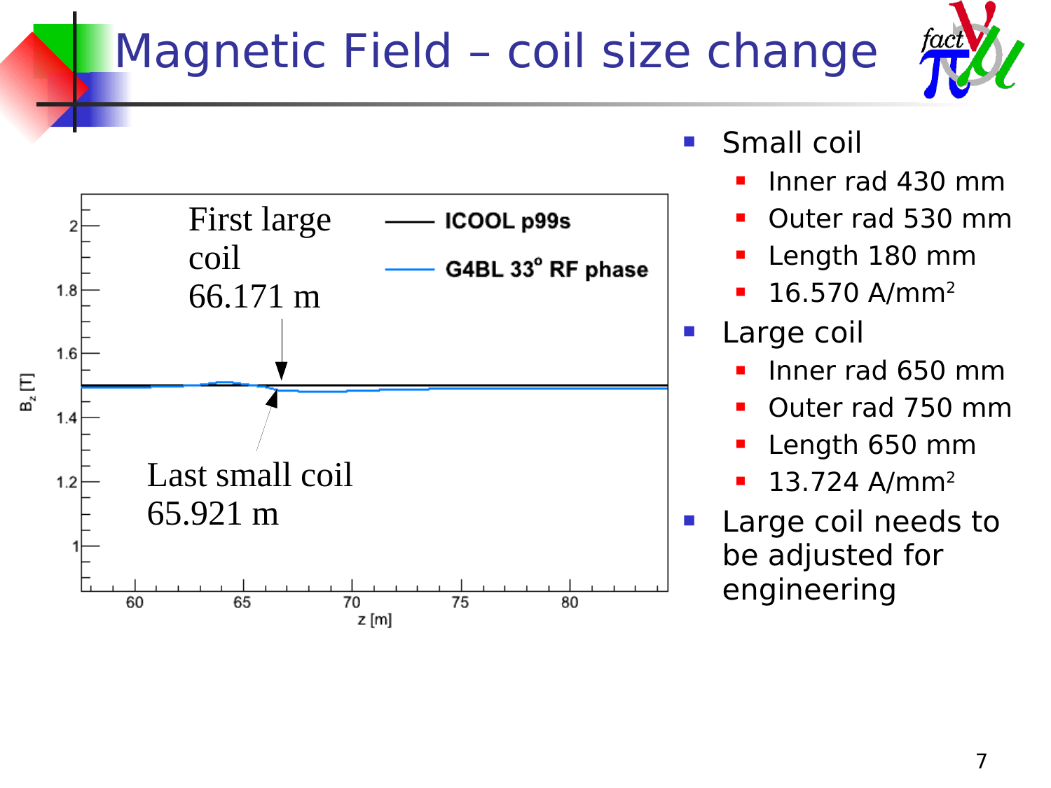# Magnetic Field – coil size change

First large coil
66.171 m

Last small coil
65.921 m

ICOOL p99s

G4BL 33° RF phase

$B_z$ [T]

z [m]

- Small coil
  - Inner rad 430 mm
  - Outer rad 530 mm
  - Length 180 mm
  - 16.570 A/mm$^2$
- Large coil
  - Inner rad 650 mm
  - Outer rad 750 mm
  - Length 650 mm
  - 13.724 A/mm$^2$
- Large coil needs to be adjusted for engineering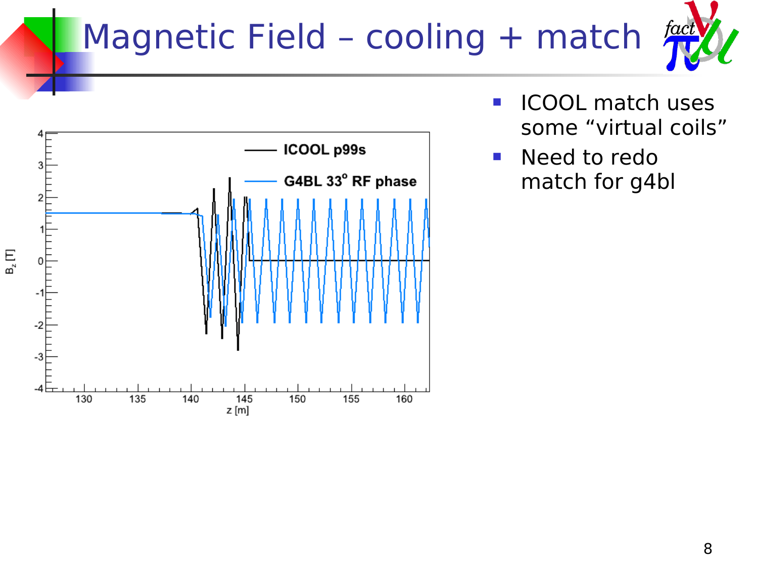# Magnetic Field – cooling + match

- ICOOL match uses some "virtual coils"
- Need to redo match for g4bl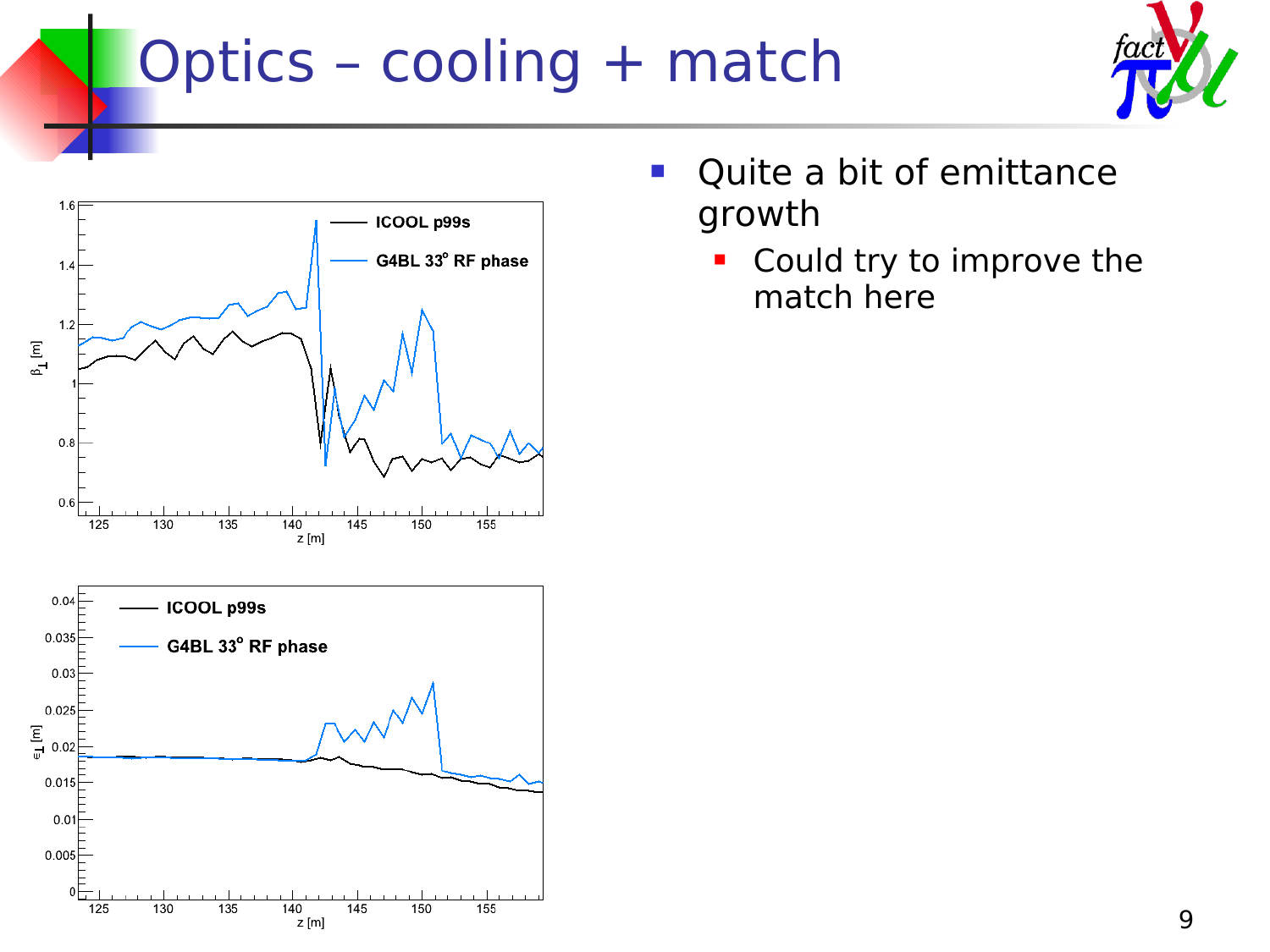# Optics – cooling + match

- Quite a bit of emittance growth
  - Could try to improve the match here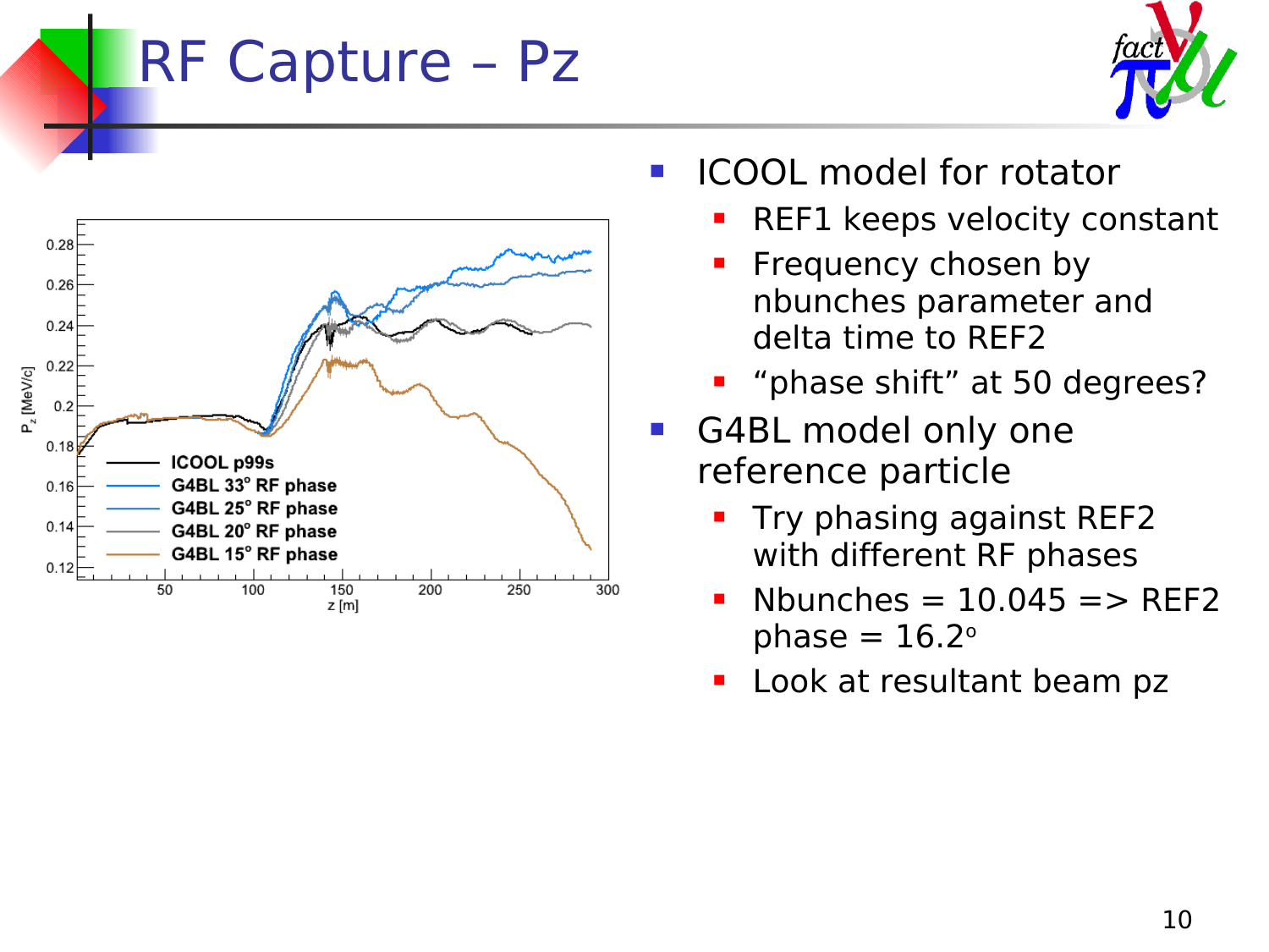# RF Capture – Pz

- ICOOL model for rotator
  - REF1 keeps velocity constant
  - Frequency chosen by nbunches parameter and delta time to REF2
  - “phase shift” at 50 degrees?
- G4BL model only one reference particle
  - Try phasing against REF2 with different RF phases
  - Nbunches = 10.045 => REF2 phase = 16.2°
  - Look at resultant beam pz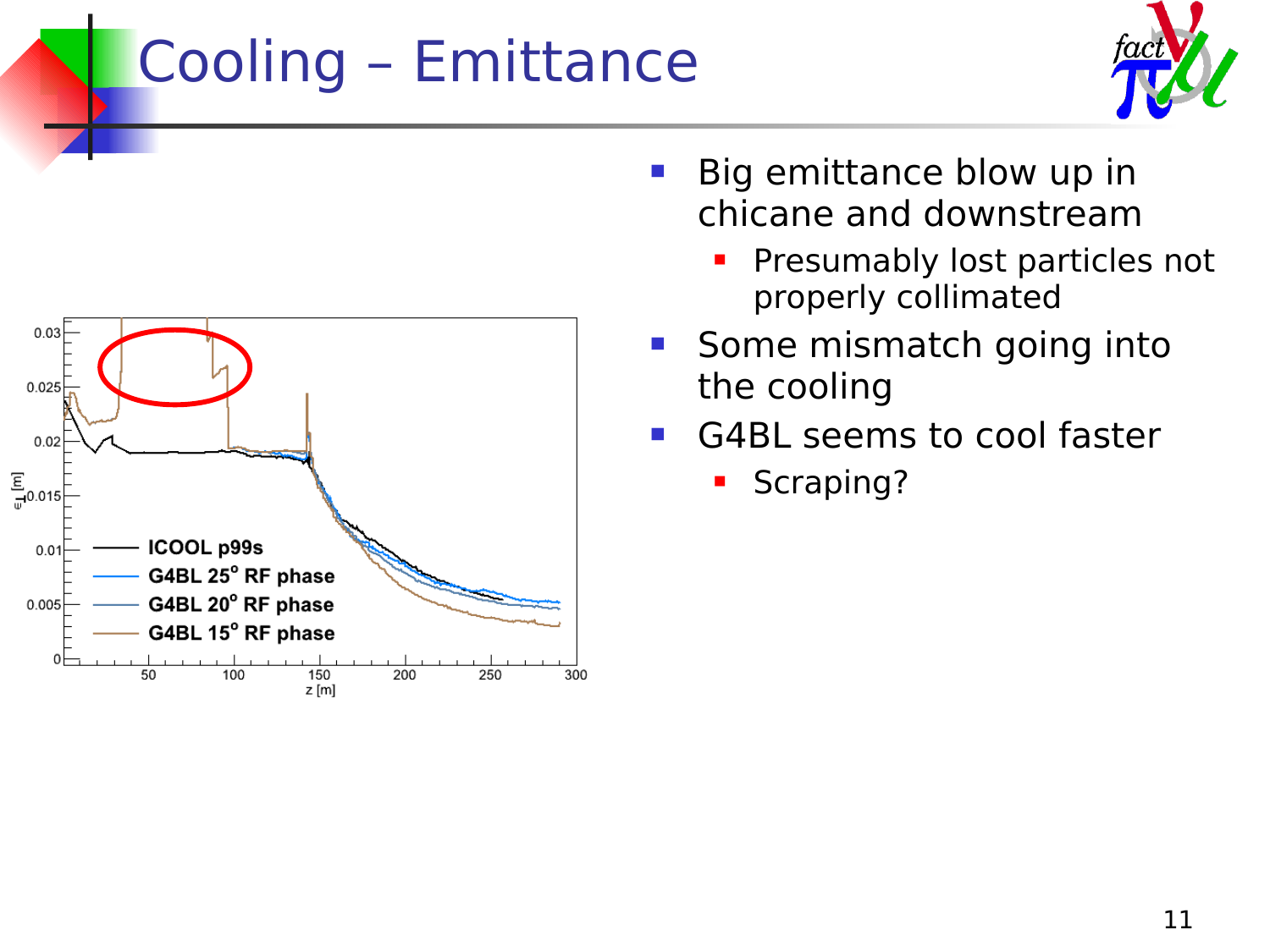# Cooling – Emittance

- Big emittance blow up in chicane and downstream
  - Presumably lost particles not properly collimated
- Some mismatch going into the cooling
- G4BL seems to cool faster
  - Scraping?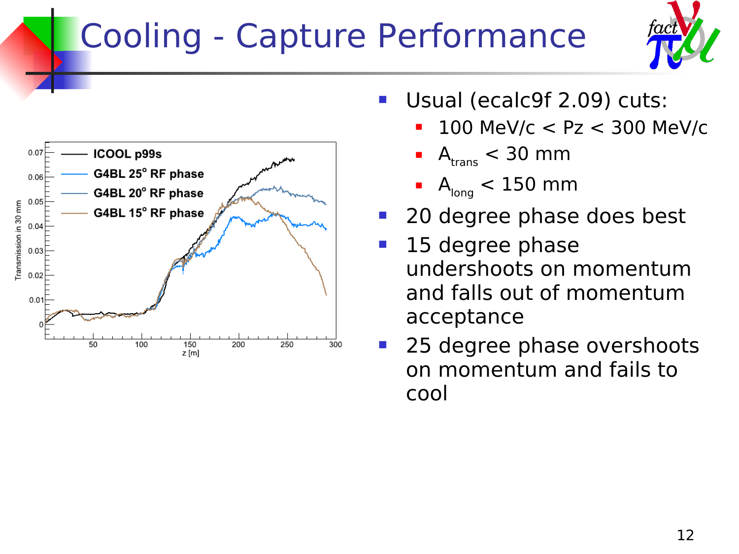# Cooling - Capture Performance

- Usual (ecalc9f 2.09) cuts:
  - 100 MeV/c < Pz < 300 MeV/c
  - $A_{trans}$ < 30 mm
  - $A_{long}$ < 150 mm
- 20 degree phase does best
- 15 degree phase undershoots on momentum and falls out of momentum acceptance
- 25 degree phase overshoots on momentum and fails to cool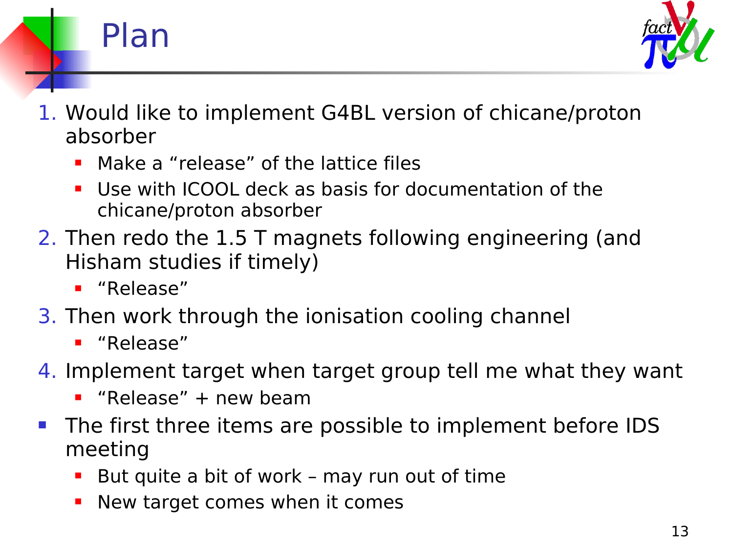# Plan

1. Would like to implement G4BL version of chicane/proton absorber
   - Make a “release” of the lattice files
   - Use with ICOOL deck as basis for documentation of the chicane/proton absorber
2. Then redo the 1.5 T magnets following engineering (and Hisham studies if timely)
   - “Release”
3. Then work through the ionisation cooling channel
   - “Release”
4. Implement target when target group tell me what they want
   - “Release” + new beam

- The first three items are possible to implement before IDS meeting
  - But quite a bit of work – may run out of time
  - New target comes when it comes